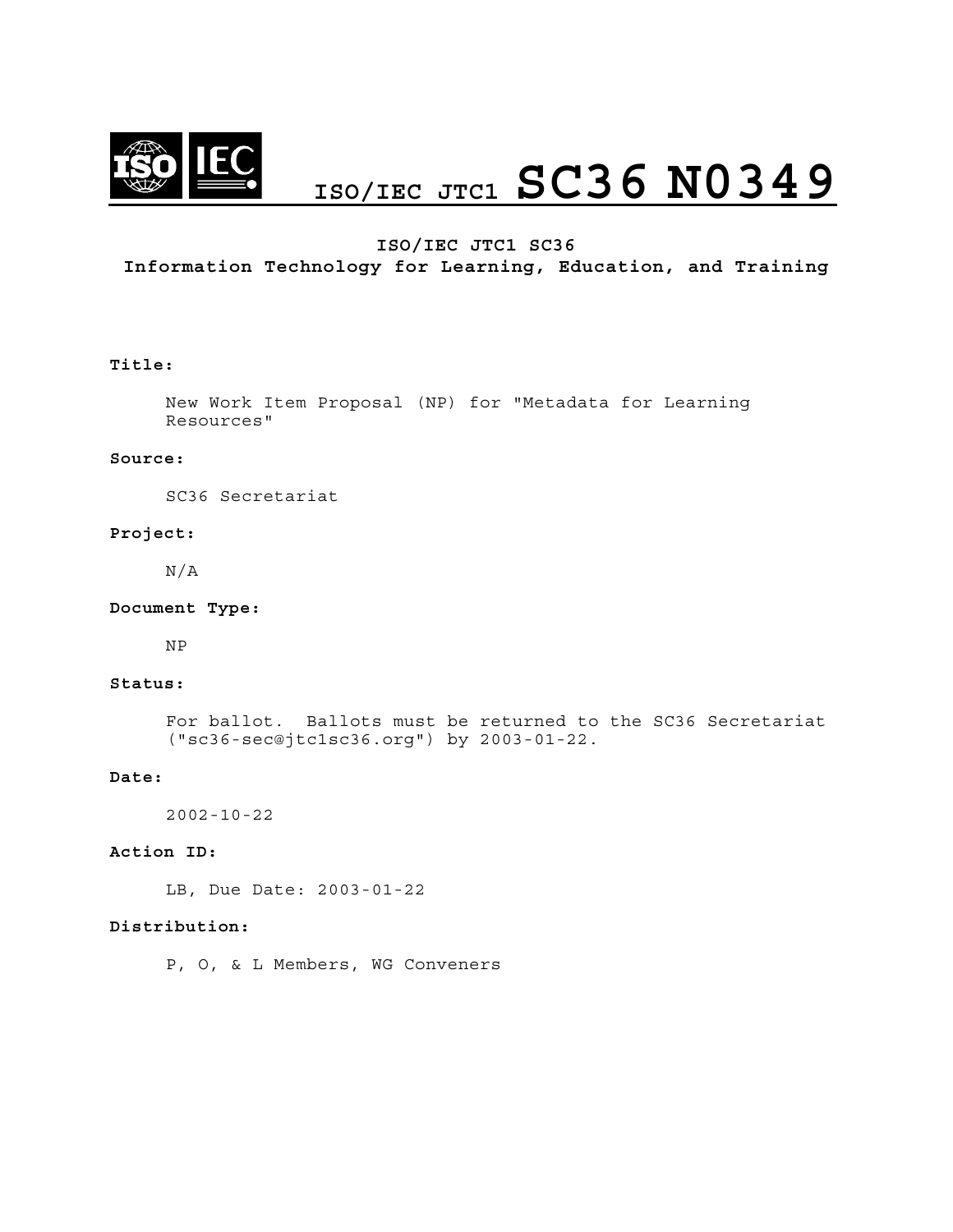# ISO/IEC JTC1 SC36 N0349

**ISO/IEC JTC1 SC36**
**Information Technology for Learning, Education, and Training**

**Title:**

New Work Item Proposal (NP) for "Metadata for Learning Resources"

**Source:**

SC36 Secretariat

**Project:**

N/A

**Document Type:**

NP

**Status:**

For ballot. Ballots must be returned to the SC36 Secretariat ("sc36-sec@jtc1sc36.org") by 2003-01-22.

**Date:**

2002-10-22

**Action ID:**

LB, Due Date: 2003-01-22

**Distribution:**

P, O, & L Members, WG Conveners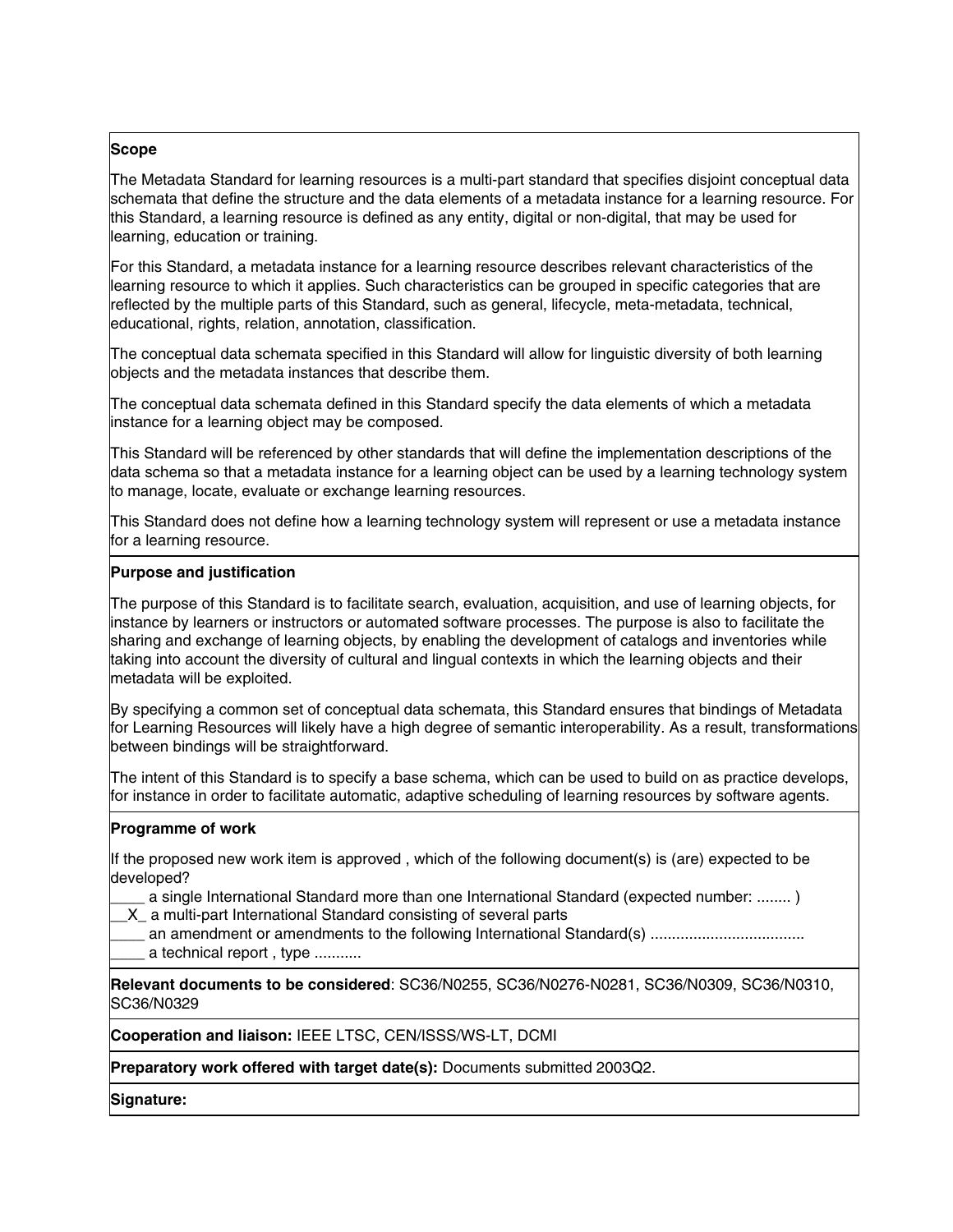**Scope**

The Metadata Standard for learning resources is a multi-part standard that specifies disjoint conceptual data schemata that define the structure and the data elements of a metadata instance for a learning resource. For this Standard, a learning resource is defined as any entity, digital or non-digital, that may be used for learning, education or training.

For this Standard, a metadata instance for a learning resource describes relevant characteristics of the learning resource to which it applies. Such characteristics can be grouped in specific categories that are reflected by the multiple parts of this Standard, such as general, lifecycle, meta-metadata, technical, educational, rights, relation, annotation, classification.

The conceptual data schemata specified in this Standard will allow for linguistic diversity of both learning objects and the metadata instances that describe them.

The conceptual data schemata defined in this Standard specify the data elements of which a metadata instance for a learning object may be composed.

This Standard will be referenced by other standards that will define the implementation descriptions of the data schema so that a metadata instance for a learning object can be used by a learning technology system to manage, locate, evaluate or exchange learning resources.

This Standard does not define how a learning technology system will represent or use a metadata instance for a learning resource.

**Purpose and justification**

The purpose of this Standard is to facilitate search, evaluation, acquisition, and use of learning objects, for instance by learners or instructors or automated software processes. The purpose is also to facilitate the sharing and exchange of learning objects, by enabling the development of catalogs and inventories while taking into account the diversity of cultural and lingual contexts in which the learning objects and their metadata will be exploited.

By specifying a common set of conceptual data schemata, this Standard ensures that bindings of Metadata for Learning Resources will likely have a high degree of semantic interoperability. As a result, transformations between bindings will be straightforward.

The intent of this Standard is to specify a base schema, which can be used to build on as practice develops, for instance in order to facilitate automatic, adaptive scheduling of learning resources by software agents.

**Programme of work**

If the proposed new work item is approved , which of the following document(s) is (are) expected to be developed?

____ a single International Standard more than one International Standard (expected number: ........ )
__X_ a multi-part International Standard consisting of several parts
____ an amendment or amendments to the following International Standard(s) ...................................
____ a technical report , type ...........

**Relevant documents to be considered**: SC36/N0255, SC36/N0276-N0281, SC36/N0309, SC36/N0310, SC36/N0329

**Cooperation and liaison:** IEEE LTSC, CEN/ISSS/WS-LT, DCMI

**Preparatory work offered with target date(s):** Documents submitted 2003Q2.

**Signature:**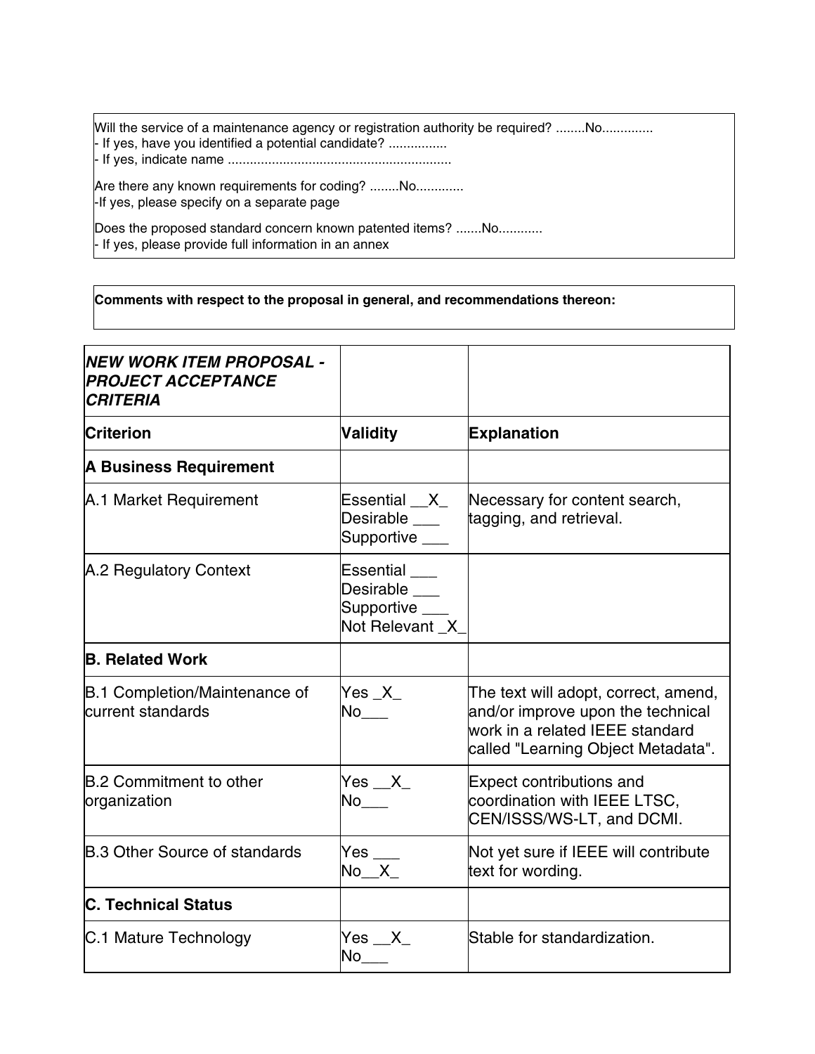Will the service of a maintenance agency or registration authority be required? ........No.............
- If yes, have you identified a potential candidate? ................
- If yes, indicate name ............................................................

Are there any known requirements for coding? ........No............
-If yes, please specify on a separate page

Does the proposed standard concern known patented items? .......No...........
- If yes, please provide full information in an annex

**Comments with respect to the proposal in general, and recommendations thereon:**

| ***NEW WORK ITEM PROPOSAL - PROJECT ACCEPTANCE CRITERIA*** | | |
|---|---|---|
| **Criterion** | **Validity** | **Explanation** |
| **A Business Requirement** | | |
| A.1 Market Requirement | Essential __X_<br>Desirable ___<br>Supportive ___ | Necessary for content search, tagging, and retrieval. |
| A.2 Regulatory Context | Essential ___<br>Desirable ___<br>Supportive ___<br>Not Relevant _X_ | |
| **B. Related Work** | | |
| B.1 Completion/Maintenance of current standards | Yes _X_<br>No___ | The text will adopt, correct, amend, and/or improve upon the technical work in a related IEEE standard called "Learning Object Metadata". |
| B.2 Commitment to other organization | Yes __X_<br>No___ | Expect contributions and coordination with IEEE LTSC, CEN/ISSS/WS-LT, and DCMI. |
| B.3 Other Source of standards | Yes ___<br>No__X_ | Not yet sure if IEEE will contribute text for wording. |
| **C. Technical Status** | | |
| C.1 Mature Technology | Yes __X_<br>No___ | Stable for standardization. |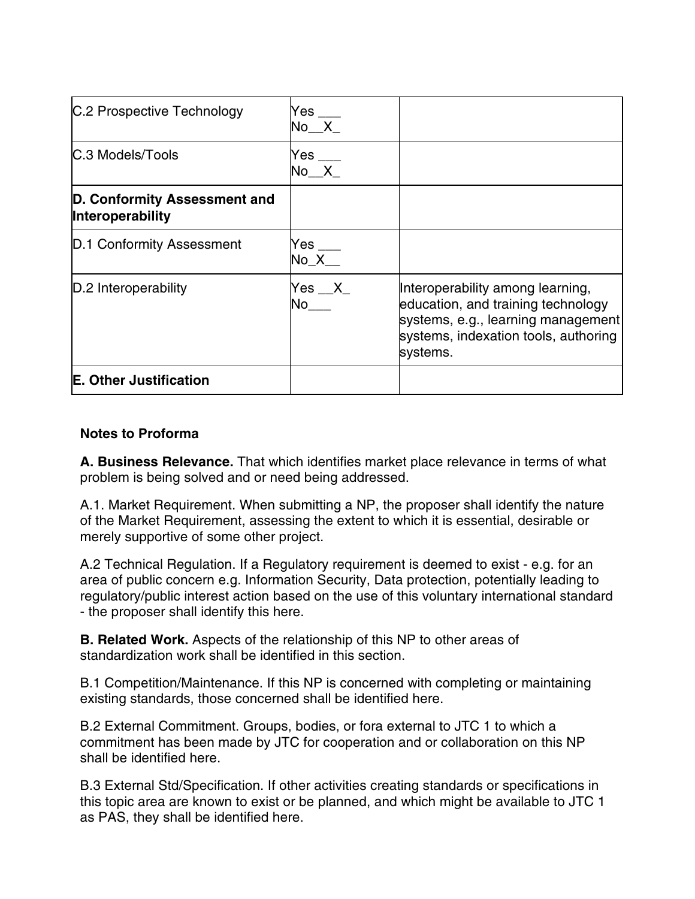| C.2 Prospective Technology | Yes ___<br>No__X_ | |
| --- | --- | --- |
| C.3 Models/Tools | Yes ___<br>No__X_ | |
| **D. Conformity Assessment and Interoperability** | | |
| D.1 Conformity Assessment | Yes ___<br>No_X__ | |
| D.2 Interoperability | Yes __X_<br>No___ | Interoperability among learning, education, and training technology systems, e.g., learning management systems, indexation tools, authoring systems. |
| **E. Other Justification** | | |

**Notes to Proforma**

**A. Business Relevance.** That which identifies market place relevance in terms of what problem is being solved and or need being addressed.

A.1. Market Requirement. When submitting a NP, the proposer shall identify the nature of the Market Requirement, assessing the extent to which it is essential, desirable or merely supportive of some other project.

A.2 Technical Regulation. If a Regulatory requirement is deemed to exist - e.g. for an area of public concern e.g. Information Security, Data protection, potentially leading to regulatory/public interest action based on the use of this voluntary international standard - the proposer shall identify this here.

**B. Related Work.** Aspects of the relationship of this NP to other areas of standardization work shall be identified in this section.

B.1 Competition/Maintenance. If this NP is concerned with completing or maintaining existing standards, those concerned shall be identified here.

B.2 External Commitment. Groups, bodies, or fora external to JTC 1 to which a commitment has been made by JTC for cooperation and or collaboration on this NP shall be identified here.

B.3 External Std/Specification. If other activities creating standards or specifications in this topic area are known to exist or be planned, and which might be available to JTC 1 as PAS, they shall be identified here.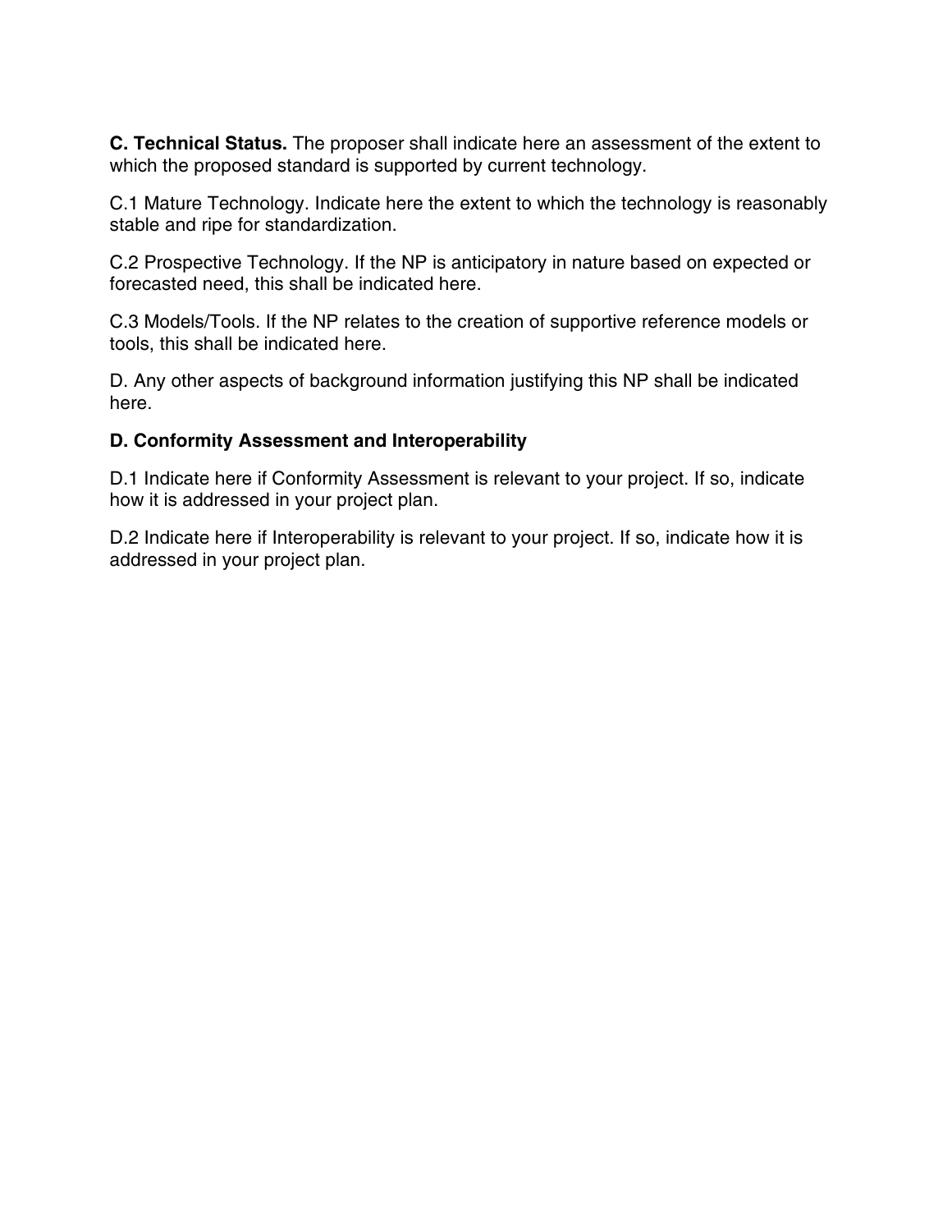**C. Technical Status.** The proposer shall indicate here an assessment of the extent to which the proposed standard is supported by current technology.

C.1 Mature Technology. Indicate here the extent to which the technology is reasonably stable and ripe for standardization.

C.2 Prospective Technology. If the NP is anticipatory in nature based on expected or forecasted need, this shall be indicated here.

C.3 Models/Tools. If the NP relates to the creation of supportive reference models or tools, this shall be indicated here.

D. Any other aspects of background information justifying this NP shall be indicated here.

**D. Conformity Assessment and Interoperability**

D.1 Indicate here if Conformity Assessment is relevant to your project. If so, indicate how it is addressed in your project plan.

D.2 Indicate here if Interoperability is relevant to your project. If so, indicate how it is addressed in your project plan.